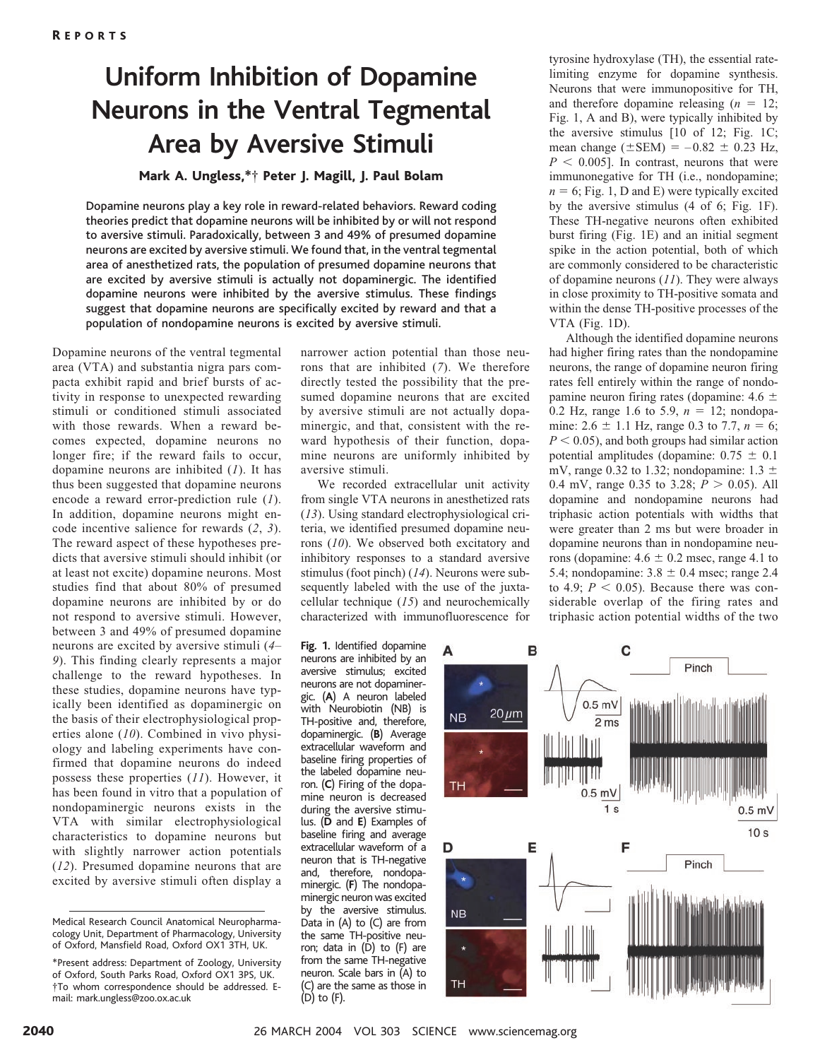# Uniform Inhibition of Dopamine Neurons in the Ventral Tegmental Area by Aversive Stimuli

**Mark A. Ungless,*† Peter J. Magill, J. Paul Bolam**

**Dopamine neurons play a key role in reward-related behaviors. Reward coding theories predict that dopamine neurons will be inhibited by or will not respond to aversive stimuli. Paradoxically, between 3 and 49% of presumed dopamine neurons are excited by aversive stimuli. We found that, in the ventral tegmental area of anesthetized rats, the population of presumed dopamine neurons that are excited by aversive stimuli is actually not dopaminergic. The identified dopamine neurons were inhibited by the aversive stimulus. These findings suggest that dopamine neurons are specifically excited by reward and that a population of nondopamine neurons is excited by aversive stimuli.**

Dopamine neurons of the ventral tegmental area (VTA) and substantia nigra pars compacta exhibit rapid and brief bursts of activity in response to unexpected rewarding stimuli or conditioned stimuli associated with those rewards. When a reward becomes expected, dopamine neurons no longer fire; if the reward fails to occur, dopamine neurons are inhibited (*1*). It has thus been suggested that dopamine neurons encode a reward error-prediction rule (*1*). In addition, dopamine neurons might encode incentive salience for rewards (*2*, *3*). The reward aspect of these hypotheses predicts that aversive stimuli should inhibit (or at least not excite) dopamine neurons. Most studies find that about 80% of presumed dopamine neurons are inhibited by or do not respond to aversive stimuli. However, between 3 and 49% of presumed dopamine neurons are excited by aversive stimuli (*4*–*9*). This finding clearly represents a major challenge to the reward hypotheses. In these studies, dopamine neurons have typically been identified as dopaminergic on the basis of their electrophysiological properties alone (*10*). Combined in vivo physiology and labeling experiments have confirmed that dopamine neurons do indeed possess these properties (*11*). However, it has been found in vitro that a population of nondopaminergic neurons exists in the VTA with similar electrophysiological characteristics to dopamine neurons but with slightly narrower action potentials (*12*). Presumed dopamine neurons that are excited by aversive stimuli often display a narrower action potential than those neurons that are inhibited (*7*). We therefore directly tested the possibility that the presumed dopamine neurons that are excited by aversive stimuli are not actually dopaminergic, and that, consistent with the reward hypothesis of their function, dopamine neurons are uniformly inhibited by aversive stimuli.

We recorded extracellular unit activity from single VTA neurons in anesthetized rats (*13*). Using standard electrophysiological criteria, we identified presumed dopamine neurons (*10*). We observed both excitatory and inhibitory responses to a standard aversive stimulus (foot pinch) (*14*). Neurons were subsequently labeled with the use of the juxtacellular technique (*15*) and neurochemically characterized with immunofluorescence for tyrosine hydroxylase (TH), the essential rate-limiting enzyme for dopamine synthesis. Neurons that were immunopositive for TH, and therefore dopamine releasing ($n = 12$; Fig. 1, A and B), were typically inhibited by the aversive stimulus [10 of 12; Fig. 1C; mean change ($\pm$SEM) = $-0.82 \pm 0.23$ Hz, $P < 0.005$]. In contrast, neurons that were immunonegative for TH (i.e., nondopamine; $n = 6$; Fig. 1, D and E) were typically excited by the aversive stimulus (4 of 6; Fig. 1F). These TH-negative neurons often exhibited burst firing (Fig. 1E) and an initial segment spike in the action potential, both of which are commonly considered to be characteristic of dopamine neurons (*11*). They were always in close proximity to TH-positive somata and within the dense TH-positive processes of the VTA (Fig. 1D).

Although the identified dopamine neurons had higher firing rates than the nondopamine neurons, the range of dopamine neuron firing rates fell entirely within the range of nondopamine neuron firing rates (dopamine: $4.6 \pm 0.2$ Hz, range 1.6 to 5.9, $n = 12$; nondopamine: $2.6 \pm 1.1$ Hz, range 0.3 to 7.7, $n = 6$; $P < 0.05$), and both groups had similar action potential amplitudes (dopamine: $0.75 \pm 0.1$ mV, range 0.32 to 1.32; nondopamine: $1.3 \pm 0.4$ mV, range 0.35 to 3.28; $P > 0.05$). All dopamine and nondopamine neurons had triphasic action potentials with widths that were greater than 2 ms but were broader in dopamine neurons than in nondopamine neurons (dopamine: $4.6 \pm 0.2$ msec, range 4.1 to 5.4; nondopamine: $3.8 \pm 0.4$ msec; range 2.4 to 4.9; $P < 0.05$). Because there was considerable overlap of the firing rates and triphasic action potential widths of the two

**Fig. 1.** Identified dopamine neurons are inhibited by an aversive stimulus; excited neurons are not dopaminergic. (**A**) A neuron labeled with Neurobiotin (NB) is TH-positive and, therefore, dopaminergic. (**B**) Average extracellular waveform and baseline firing properties of the labeled dopamine neuron. (**C**) Firing of the dopamine neuron is decreased during the aversive stimulus. (**D** and **E**) Examples of baseline firing and average extracellular waveform of a neuron that is TH-negative and, therefore, nondopaminergic. (**F**) The nondopaminergic neuron was excited by the aversive stimulus. Data in (A) to (C) are from the same TH-positive neuron; data in (D) to (F) are from the same TH-negative neuron. Scale bars in (A) to (C) are the same as those in (D) to (F).

Medical Research Council Anatomical Neuropharmacology Unit, Department of Pharmacology, University of Oxford, Mansfield Road, Oxford OX1 3TH, UK.

*Present address: Department of Zoology, University of Oxford, South Parks Road, Oxford OX1 3PS, UK.
†To whom correspondence should be addressed. E-mail: mark.ungless@zoo.ox.ac.uk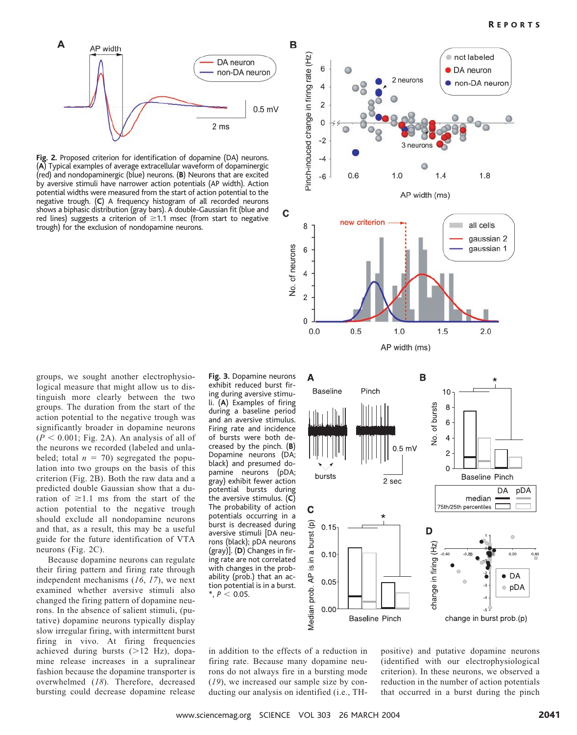**Fig. 2.** Proposed criterion for identification of dopamine (DA) neurons. (**A**) Typical examples of average extracellular waveform of dopaminergic (red) and nondopaminergic (blue) neurons. (**B**) Neurons that are excited by aversive stimuli have narrower action potentials (AP width). Action potential widths were measured from the start of action potential to the negative trough. (**C**) A frequency histogram of all recorded neurons shows a biphasic distribution (gray bars). A double-Gaussian fit (blue and red lines) suggests a criterion of ≥1.1 msec (from start to negative trough) for the exclusion of nondopamine neurons.

groups, we sought another electrophysiological measure that might allow us to distinguish more clearly between the two groups. The duration from the start of the action potential to the negative trough was significantly broader in dopamine neurons ($P < 0.001$; Fig. 2A). An analysis of all of the neurons we recorded (labeled and unlabeled; total $n = 70$) segregated the population into two groups on the basis of this criterion (Fig. 2B). Both the raw data and a predicted double Gaussian show that a duration of ≥1.1 ms from the start of the action potential to the negative trough should exclude all nondopamine neurons and that, as a result, this may be a useful guide for the future identification of VTA neurons (Fig. 2C).

Because dopamine neurons can regulate their firing pattern and firing rate through independent mechanisms (*16*, *17*), we next examined whether aversive stimuli also changed the firing pattern of dopamine neurons. In the absence of salient stimuli, (putative) dopamine neurons typically display slow irregular firing, with intermittent burst firing in vivo. At firing frequencies achieved during bursts (>12 Hz), dopamine release increases in a supralinear fashion because the dopamine transporter is overwhelmed (*18*). Therefore, decreased bursting could decrease dopamine release in addition to the effects of a reduction in firing rate. Because many dopamine neurons do not always fire in a bursting mode (*19*), we increased our sample size by conducting our analysis on identified (i.e., TH-positive) and putative dopamine neurons (identified with our electrophysiological criterion). In these neurons, we observed a reduction in the number of action potentials that occurred in a burst during the pinch

**Fig. 3.** Dopamine neurons exhibit reduced burst firing during aversive stimuli. (**A**) Examples of firing during a baseline period and an aversive stimulus. Firing rate and incidence of bursts were both decreased by the pinch. (**B**) Dopamine neurons (DA; black) and presumed dopamine neurons (pDA; gray) exhibit fewer action potential bursts during the aversive stimulus. (**C**) The probability of action potentials occurring in a burst is decreased during aversive stimuli [DA neurons (black); pDA neurons (gray)]. (**D**) Changes in firing rate are not correlated with changes in the probability (prob.) that an action potential is in a burst. *, $P < 0.05$.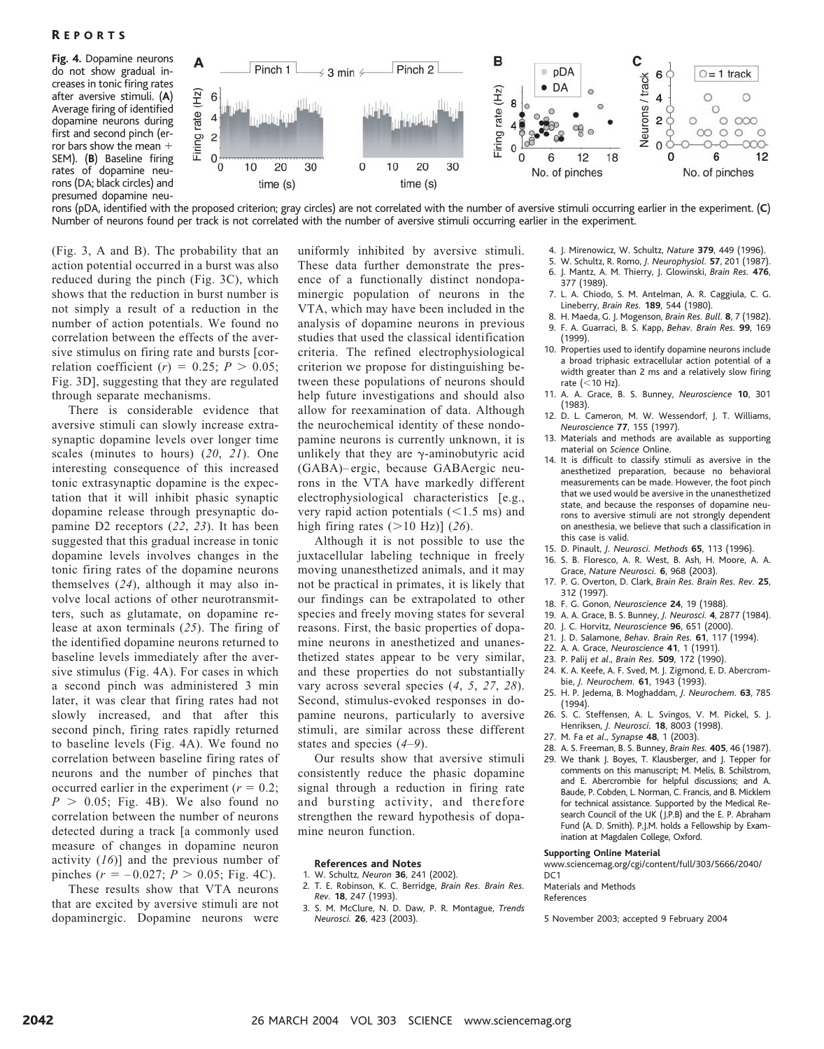Pinch 1

3 min

Pinch 2

Firing rate (Hz)

6
4
2
0

0 10 20 30

time (s)

0 10 20 30

time (s)

pDA
DA

Firing rate (Hz)

8
4
0

0 6 12 18

No. of pinches

Neurons / track

6
4
2
0

○ = 1 track

0 6 12

No. of pinches

**Fig. 4.** Dopamine neurons do not show gradual increases in tonic firing rates after aversive stimuli. (**A**) Average firing of identified dopamine neurons during first and second pinch (error bars show the mean + SEM). (**B**) Baseline firing rates of dopamine neurons (DA; black circles) and presumed dopamine neurons (pDA, identified with the proposed criterion; gray circles) are not correlated with the number of aversive stimuli occurring earlier in the experiment. (**C**) Number of neurons found per track is not correlated with the number of aversive stimuli occurring earlier in the experiment.

(Fig. 3, A and B). The probability that an action potential occurred in a burst was also reduced during the pinch (Fig. 3C), which shows that the reduction in burst number is not simply a result of a reduction in the number of action potentials. We found no correlation between the effects of the aversive stimulus on firing rate and bursts [correlation coefficient ($r$) = 0.25; $P > 0.05$; Fig. 3D], suggesting that they are regulated through separate mechanisms.

There is considerable evidence that aversive stimuli can slowly increase extrasynaptic dopamine levels over longer time scales (minutes to hours) (*20*, *21*). One interesting consequence of this increased tonic extrasynaptic dopamine is the expectation that it will inhibit phasic synaptic dopamine release through presynaptic dopamine D2 receptors (*22*, *23*). It has been suggested that this gradual increase in tonic dopamine levels involves changes in the tonic firing rates of the dopamine neurons themselves (*24*), although it may also involve local actions of other neurotransmitters, such as glutamate, on dopamine release at axon terminals (*25*). The firing of the identified dopamine neurons returned to baseline levels immediately after the aversive stimulus (Fig. 4A). For cases in which a second pinch was administered 3 min later, it was clear that firing rates had not slowly increased, and that after this second pinch, firing rates rapidly returned to baseline levels (Fig. 4A). We found no correlation between baseline firing rates of neurons and the number of pinches that occurred earlier in the experiment ($r = 0.2$; $P > 0.05$; Fig. 4B). We also found no correlation between the number of neurons detected during a track [a commonly used measure of changes in dopamine neuron activity (*16*)] and the previous number of pinches ($r = -0.027$; $P > 0.05$; Fig. 4C).

These results show that VTA neurons that are excited by aversive stimuli are not dopaminergic. Dopamine neurons were uniformly inhibited by aversive stimuli. These data further demonstrate the presence of a functionally distinct nondopaminergic population of neurons in the VTA, which may have been included in the analysis of dopamine neurons in previous studies that used the classical identification criteria. The refined electrophysiological criterion we propose for distinguishing between these populations of neurons should help future investigations and should also allow for reexamination of data. Although the neurochemical identity of these nondopamine neurons is currently unknown, it is unlikely that they are γ-aminobutyric acid (GABA)–ergic, because GABAergic neurons in the VTA have markedly different electrophysiological characteristics [e.g., very rapid action potentials (<1.5 ms) and high firing rates (>10 Hz)] (*26*).

Although it is not possible to use the juxtacellular labeling technique in freely moving unanesthetized animals, and it may not be practical in primates, it is likely that our findings can be extrapolated to other species and freely moving states for several reasons. First, the basic properties of dopamine neurons in anesthetized and unanesthetized states appear to be very similar, and these properties do not substantially vary across several species (*4*, *5*, *27*, *28*). Second, stimulus-evoked responses in dopamine neurons, particularly to aversive stimuli, are similar across these different states and species (*4*–*9*).

Our results show that aversive stimuli consistently reduce the phasic dopamine signal through a reduction in firing rate and bursting activity, and therefore strengthen the reward hypothesis of dopamine neuron function.

#### References and Notes

1. W. Schultz, *Neuron* **36**, 241 (2002).
2. T. E. Robinson, K. C. Berridge, *Brain Res. Brain Res. Rev.* **18**, 247 (1993).
3. S. M. McClure, N. D. Daw, P. R. Montague, *Trends Neurosci.* **26**, 423 (2003).
4. J. Mirenowicz, W. Schultz, *Nature* **379**, 449 (1996).
5. W. Schultz, R. Romo, *J. Neurophysiol.* **57**, 201 (1987).
6. J. Mantz, A. M. Thierry, J. Glowinski, *Brain Res.* **476**, 377 (1989).
7. L. A. Chiodo, S. M. Antelman, A. R. Caggiula, C. G. Lineberry, *Brain Res.* **189**, 544 (1980).
8. H. Maeda, G. J. Mogenson, *Brain Res. Bull.* **8**, 7 (1982).
9. F. A. Guarraci, B. S. Kapp, *Behav. Brain Res.* **99**, 169 (1999).
10. Properties used to identify dopamine neurons include a broad triphasic extracellular action potential of a width greater than 2 ms and a relatively slow firing rate (<10 Hz).
11. A. A. Grace, B. S. Bunney, *Neuroscience* **10**, 301 (1983).
12. D. L. Cameron, M. W. Wessendorf, J. T. Williams, *Neuroscience* **77**, 155 (1997).
13. Materials and methods are available as supporting material on *Science* Online.
14. It is difficult to classify stimuli as aversive in the anesthetized preparation, because no behavioral measurements can be made. However, the foot pinch that we used would be aversive in the unanesthetized state, and because the responses of dopamine neurons to aversive stimuli are not strongly dependent on anesthesia, we believe that such a classification in this case is valid.
15. D. Pinault, *J. Neurosci. Methods* **65**, 113 (1996).
16. S. B. Floresco, A. R. West, B. Ash, H. Moore, A. A. Grace, *Nature Neurosci.* **6**, 968 (2003).
17. P. G. Overton, D. Clark, *Brain Res. Brain Res. Rev.* **25**, 312 (1997).
18. F. G. Gonon, *Neuroscience* **24**, 19 (1988).
19. A. A. Grace, B. S. Bunney, *J. Neurosci.* **4**, 2877 (1984).
20. J. C. Horvitz, *Neuroscience* **96**, 651 (2000).
21. J. D. Salamone, *Behav. Brain Res.* **61**, 117 (1994).
22. A. A. Grace, *Neuroscience* **41**, 1 (1991).
23. P. Palij *et al.*, *Brain Res.* **509**, 172 (1990).
24. K. A. Keefe, A. F. Sved, M. J. Zigmond, E. D. Abercrombie, *J. Neurochem.* **61**, 1943 (1993).
25. H. P. Jedema, B. Moghaddam, *J. Neurochem.* **63**, 785 (1994).
26. S. C. Steffensen, A. L. Svingos, V. M. Pickel, S. J. Henriksen, *J. Neurosci.* **18**, 8003 (1998).
27. M. Fa *et al.*, *Synapse* **48**, 1 (2003).
28. A. S. Freeman, B. S. Bunney, *Brain Res.* **405**, 46 (1987).
29. We thank J. Boyes, T. Klausberger, and J. Tepper for comments on this manuscript; M. Melis, B. Schilstrom, and E. Abercrombie for helpful discussions; and A. Baude, P. Cobden, L. Norman, C. Francis, and B. Micklem for technical assistance. Supported by the Medical Research Council of the UK (J.P.B) and the E. P. Abraham Fund (A. D. Smith). P.J.M. holds a Fellowship by Examination at Magdalen College, Oxford.

#### Supporting Online Material

www.sciencemag.org/cgi/content/full/303/5666/2040/DC1
Materials and Methods
References

5 November 2003; accepted 9 February 2004